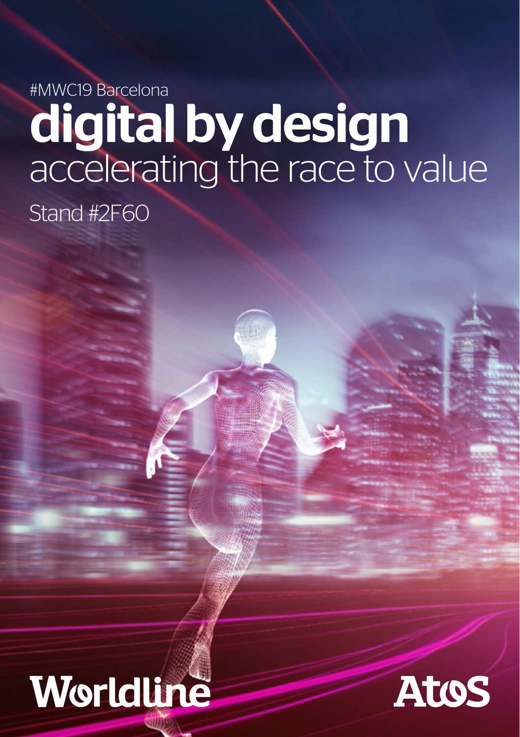#MWC19 Barcelona

# digital by design

accelerating the race to value

Stand #2F60

Worldline

Atos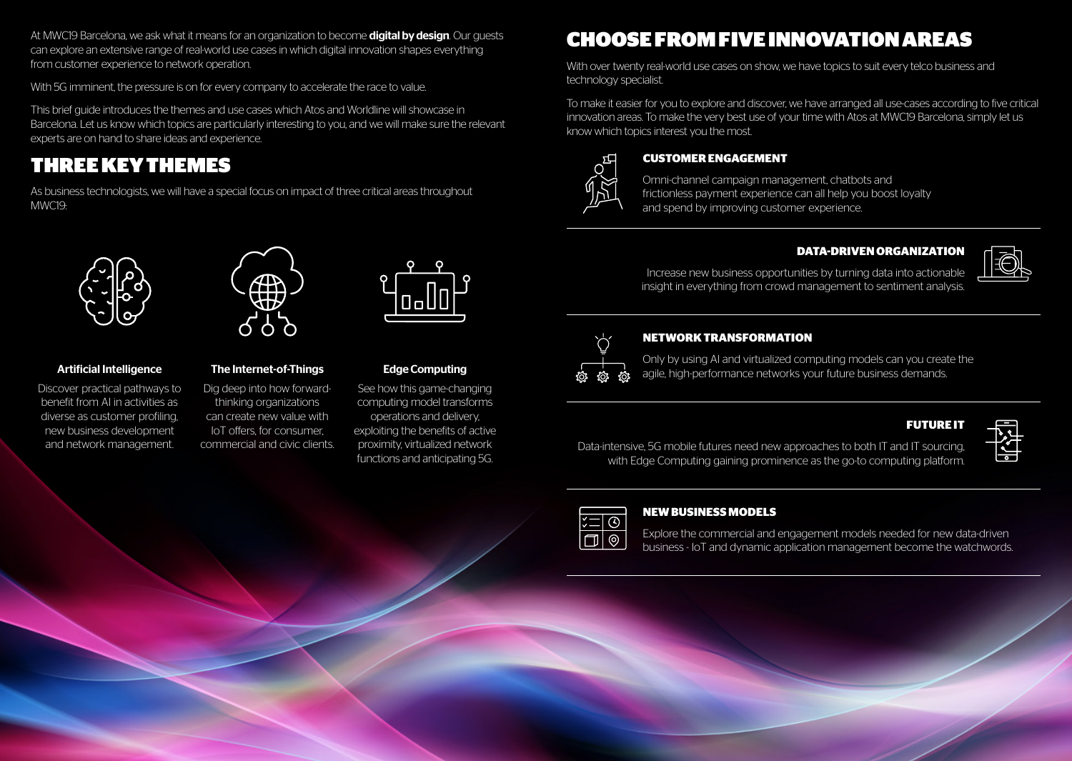At MWC19 Barcelona, we ask what it means for an organization to become **digital by design**. Our guests can explore an extensive range of real-world use cases in which digital innovation shapes everything from customer experience to network operation.

With 5G imminent, the pressure is on for every company to accelerate the race to value.

This brief guide introduces the themes and use cases which Atos and Worldline will showcase in Barcelona. Let us know which topics are particularly interesting to you, and we will make sure the relevant experts are on hand to share ideas and experience.

## THREE KEY THEMES

As business technologists, we will have a special focus on impact of three critical areas throughout MWC19:

### Artificial Intelligence

Discover practical pathways to benefit from AI in activities as diverse as customer profiling, new business development and network management.

### The Internet-of-Things

Dig deep into how forward-thinking organizations can create new value with IoT offers, for consumer, commercial and civic clients.

### Edge Computing

See how this game-changing computing model transforms operations and delivery, exploiting the benefits of active proximity, virtualized network functions and anticipating 5G.

## CHOOSE FROM FIVE INNOVATION AREAS

With over twenty real-world use cases on show, we have topics to suit every telco business and technology specialist.

To make it easier for you to explore and discover, we have arranged all use-cases according to five critical innovation areas. To make the very best use of your time with Atos at MWC19 Barcelona, simply let us know which topics interest you the most.

### CUSTOMER ENGAGEMENT

Omni-channel campaign management, chatbots and frictionless payment experience can all help you boost loyalty and spend by improving customer experience.

### DATA-DRIVEN ORGANIZATION

Increase new business opportunities by turning data into actionable insight in everything from crowd management to sentiment analysis.

### NETWORK TRANSFORMATION

Only by using AI and virtualized computing models can you create the agile, high-performance networks your future business demands.

### FUTURE IT

Data-intensive, 5G mobile futures need new approaches to both IT and IT sourcing, with Edge Computing gaining prominence as the go-to computing platform.

### NEW BUSINESS MODELS

Explore the commercial and engagement models needed for new data-driven business - IoT and dynamic application management become the watchwords.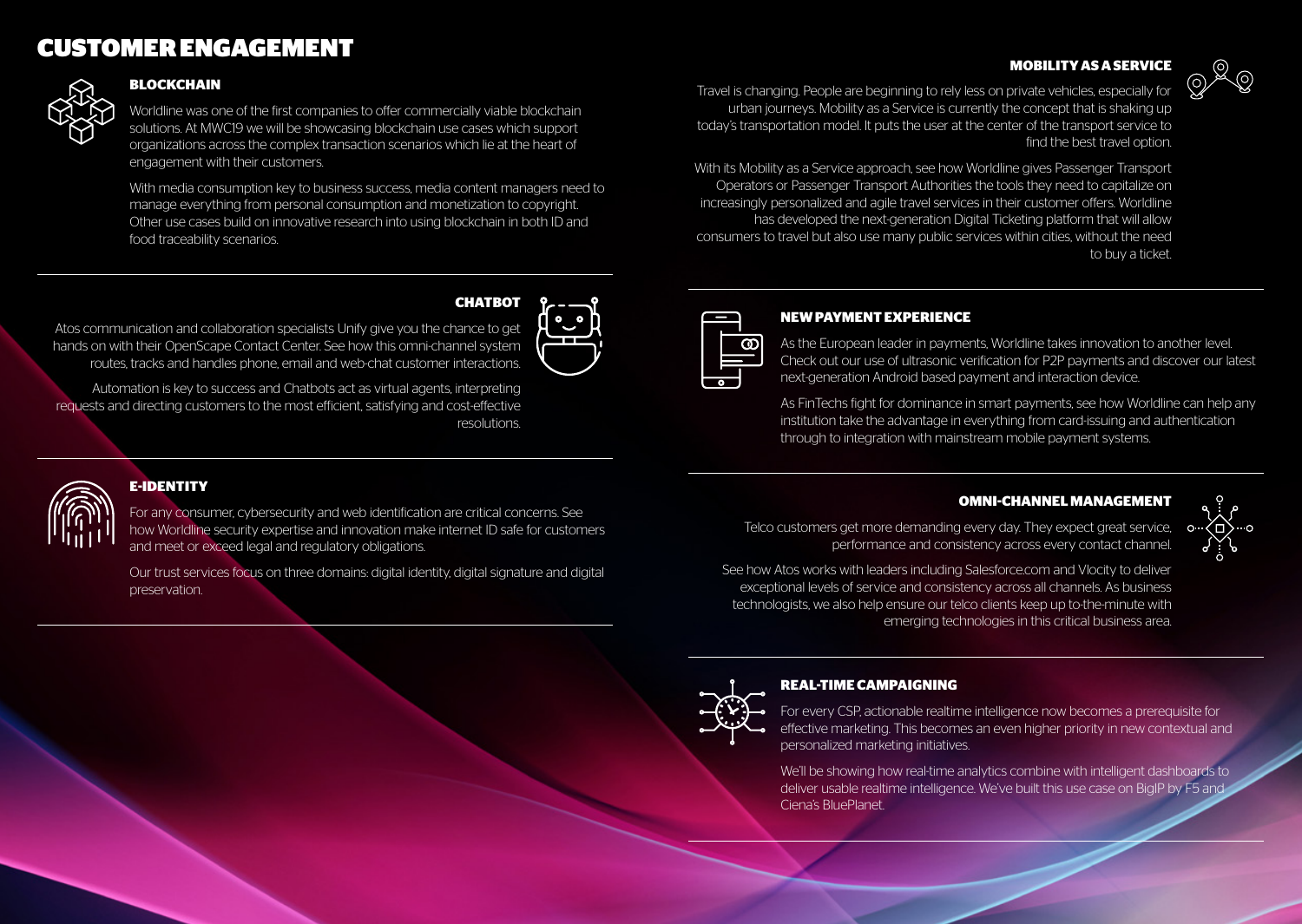# CUSTOMER ENGAGEMENT

## BLOCKCHAIN

Worldline was one of the first companies to offer commercially viable blockchain solutions. At MWC19 we will be showcasing blockchain use cases which support organizations across the complex transaction scenarios which lie at the heart of engagement with their customers.

With media consumption key to business success, media content managers need to manage everything from personal consumption and monetization to copyright. Other use cases build on innovative research into using blockchain in both ID and food traceability scenarios.

## CHATBOT

Atos communication and collaboration specialists Unify give you the chance to get hands on with their OpenScape Contact Center. See how this omni-channel system routes, tracks and handles phone, email and web-chat customer interactions.

Automation is key to success and Chatbots act as virtual agents, interpreting requests and directing customers to the most efficient, satisfying and cost-effective resolutions.

## E-IDENTITY

For any consumer, cybersecurity and web identification are critical concerns. See how Worldline security expertise and innovation make internet ID safe for customers and meet or exceed legal and regulatory obligations.

Our trust services focus on three domains: digital identity, digital signature and digital preservation.

## MOBILITY AS A SERVICE

Travel is changing. People are beginning to rely less on private vehicles, especially for urban journeys. Mobility as a Service is currently the concept that is shaking up today's transportation model. It puts the user at the center of the transport service to find the best travel option.

With its Mobility as a Service approach, see how Worldline gives Passenger Transport Operators or Passenger Transport Authorities the tools they need to capitalize on increasingly personalized and agile travel services in their customer offers. Worldline has developed the next-generation Digital Ticketing platform that will allow consumers to travel but also use many public services within cities, without the need to buy a ticket.

## NEW PAYMENT EXPERIENCE

As the European leader in payments, Worldline takes innovation to another level. Check out our use of ultrasonic verification for P2P payments and discover our latest next-generation Android based payment and interaction device.

As FinTechs fight for dominance in smart payments, see how Worldline can help any institution take the advantage in everything from card-issuing and authentication through to integration with mainstream mobile payment systems.

## OMNI-CHANNEL MANAGEMENT

Telco customers get more demanding every day. They expect great service, performance and consistency across every contact channel.

See how Atos works with leaders including Salesforce.com and Vlocity to deliver exceptional levels of service and consistency across all channels. As business technologists, we also help ensure our telco clients keep up to-the-minute with emerging technologies in this critical business area.

## REAL-TIME CAMPAIGNING

For every CSP, actionable realtime intelligence now becomes a prerequisite for effective marketing. This becomes an even higher priority in new contextual and personalized marketing initiatives.

We'll be showing how real-time analytics combine with intelligent dashboards to deliver usable realtime intelligence. We've built this use case on BigIP by F5 and Ciena's BluePlanet.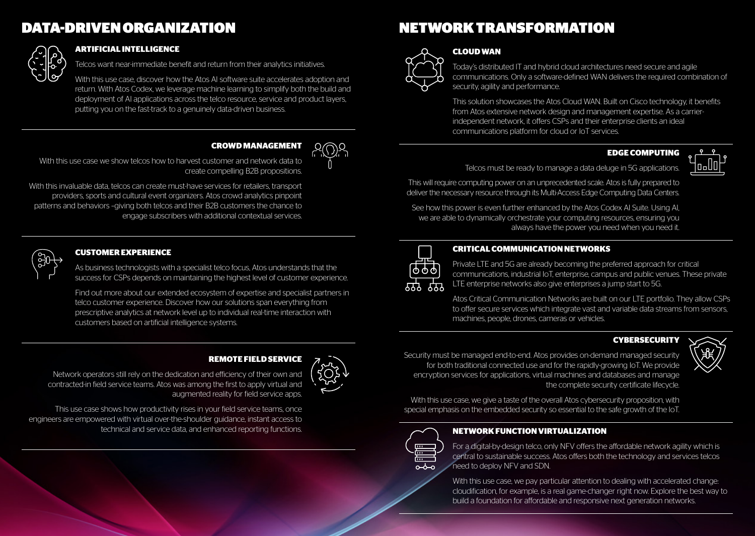# DATA-DRIVEN ORGANIZATION

## ARTIFICIAL INTELLIGENCE

Telcos want near-immediate benefit and return from their analytics initiatives.

With this use case, discover how the Atos AI software suite accelerates adoption and return. With Atos Codex, we leverage machine learning to simplify both the build and deployment of AI applications across the telco resource, service and product layers, putting you on the fast-track to a genuinely data-driven business.

## CROWD MANAGEMENT

With this use case we show telcos how to harvest customer and network data to create compelling B2B propositions.

With this invaluable data, telcos can create must-have services for retailers, transport providers, sports and cultural event organizers. Atos crowd analytics pinpoint patterns and behaviors –giving both telcos and their B2B customers the chance to engage subscribers with additional contextual services.

## CUSTOMER EXPERIENCE

As business technologists with a specialist telco focus, Atos understands that the success for CSPs depends on maintaining the highest level of customer experience.

Find out more about our extended ecosystem of expertise and specialist partners in telco customer experience. Discover how our solutions span everything from prescriptive analytics at network level up to individual real-time interaction with customers based on artificial intelligence systems.

## REMOTE FIELD SERVICE

Network operators still rely on the dedication and efficiency of their own and contracted-in field service teams. Atos was among the first to apply virtual and augmented reality for field service apps.

This use case shows how productivity rises in your field service teams, once engineers are empowered with virtual over-the-shoulder guidance, instant access to technical and service data, and enhanced reporting functions.

# NETWORK TRANSFORMATION

## CLOUD WAN

Today's distributed IT and hybrid cloud architectures need secure and agile communications. Only a software-defined WAN delivers the required combination of security, agility and performance.

This solution showcases the Atos Cloud WAN. Built on Cisco technology, it benefits from Atos extensive network design and management expertise. As a carrier-independent network, it offers CSPs and their enterprise clients an ideal communications platform for cloud or IoT services.

## EDGE COMPUTING

Telcos must be ready to manage a data deluge in 5G applications.

This will require computing power on an unprecedented scale. Atos is fully prepared to deliver the necessary resource through its Multi-Access Edge Computing Data Centers.

See how this power is even further enhanced by the Atos Codex AI Suite. Using AI, we are able to dynamically orchestrate your computing resources, ensuring you always have the power you need when you need it.

## CRITICAL COMMUNICATION NETWORKS

Private LTE and 5G are already becoming the preferred approach for critical communications, industrial IoT, enterprise, campus and public venues. These private LTE enterprise networks also give enterprises a jump start to 5G.

Atos Critical Communication Networks are built on our LTE portfolio. They allow CSPs to offer secure services which integrate vast and variable data streams from sensors, machines, people, drones, cameras or vehicles.

## CYBERSECURITY

Security must be managed end-to-end. Atos provides on-demand managed security for both traditional connected use and for the rapidly-growing IoT. We provide encryption services for applications, virtual machines and databases and manage the complete security certificate lifecycle.

With this use case, we give a taste of the overall Atos cybersecurity proposition, with special emphasis on the embedded security so essential to the safe growth of the IoT.

## NETWORK FUNCTION VIRTUALIZATION

For a digital-by-design telco, only NFV offers the affordable network agility which is central to sustainable success. Atos offers both the technology and services telcos need to deploy NFV and SDN.

With this use case, we pay particular attention to dealing with accelerated change: cloudification, for example, is a real game-changer right now. Explore the best way to build a foundation for affordable and responsive next generation networks.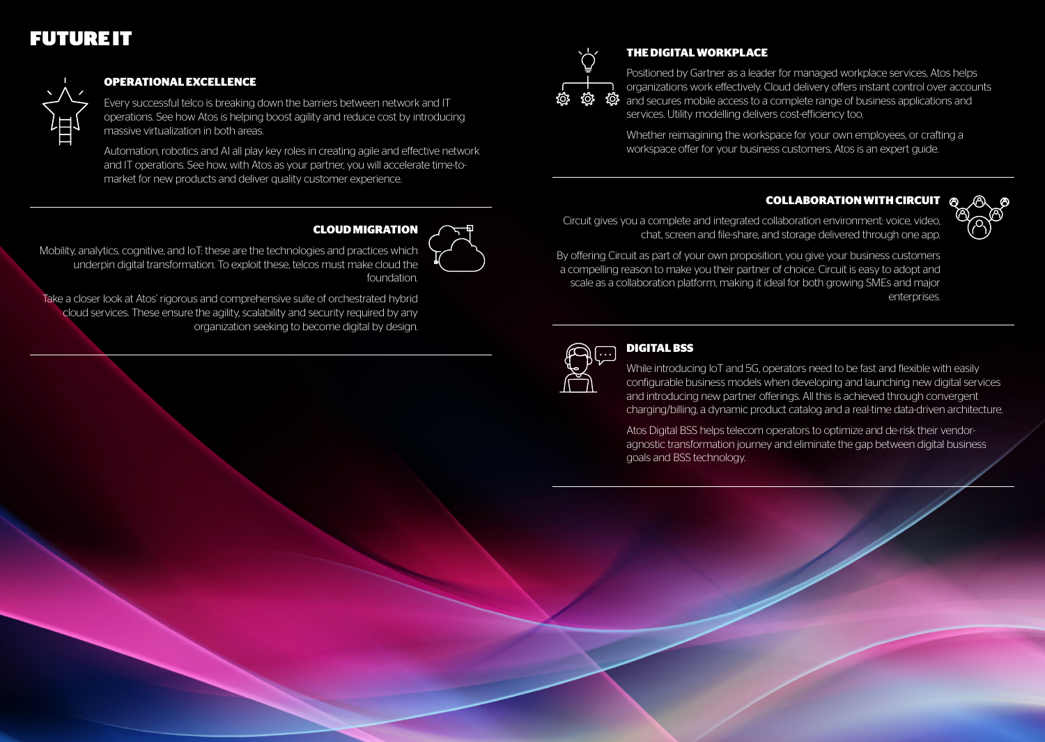# FUTURE IT

## OPERATIONAL EXCELLENCE

Every successful telco is breaking down the barriers between network and IT operations. See how Atos is helping boost agility and reduce cost by introducing massive virtualization in both areas.

Automation, robotics and AI all play key roles in creating agile and effective network and IT operations. See how, with Atos as your partner, you will accelerate time-to-market for new products and deliver quality customer experience.

## CLOUD MIGRATION

Mobility, analytics, cognitive, and IoT: these are the technologies and practices which underpin digital transformation. To exploit these, telcos must make cloud the foundation.

Take a closer look at Atos' rigorous and comprehensive suite of orchestrated hybrid cloud services. These ensure the agility, scalability and security required by any organization seeking to become digital by design.

## THE DIGITAL WORKPLACE

Positioned by Gartner as a leader for managed workplace services, Atos helps organizations work effectively. Cloud delivery offers instant control over accounts and secures mobile access to a complete range of business applications and services. Utility modelling delivers cost-efficiency too.

Whether reimagining the workspace for your own employees, or crafting a workspace offer for your business customers, Atos is an expert guide.

## COLLABORATION WITH CIRCUIT

Circuit gives you a complete and integrated collaboration environment: voice, video, chat, screen and file-share, and storage delivered through one app.

By offering Circuit as part of your own proposition, you give your business customers a compelling reason to make you their partner of choice. Circuit is easy to adopt and scale as a collaboration platform, making it ideal for both growing SMEs and major enterprises.

## DIGITAL BSS

While introducing IoT and 5G, operators need to be fast and flexible with easily configurable business models when developing and launching new digital services and introducing new partner offerings. All this is achieved through convergent charging/billing, a dynamic product catalog and a real-time data-driven architecture.

Atos Digital BSS helps telecom operators to optimize and de-risk their vendor-agnostic transformation journey and eliminate the gap between digital business goals and BSS technology.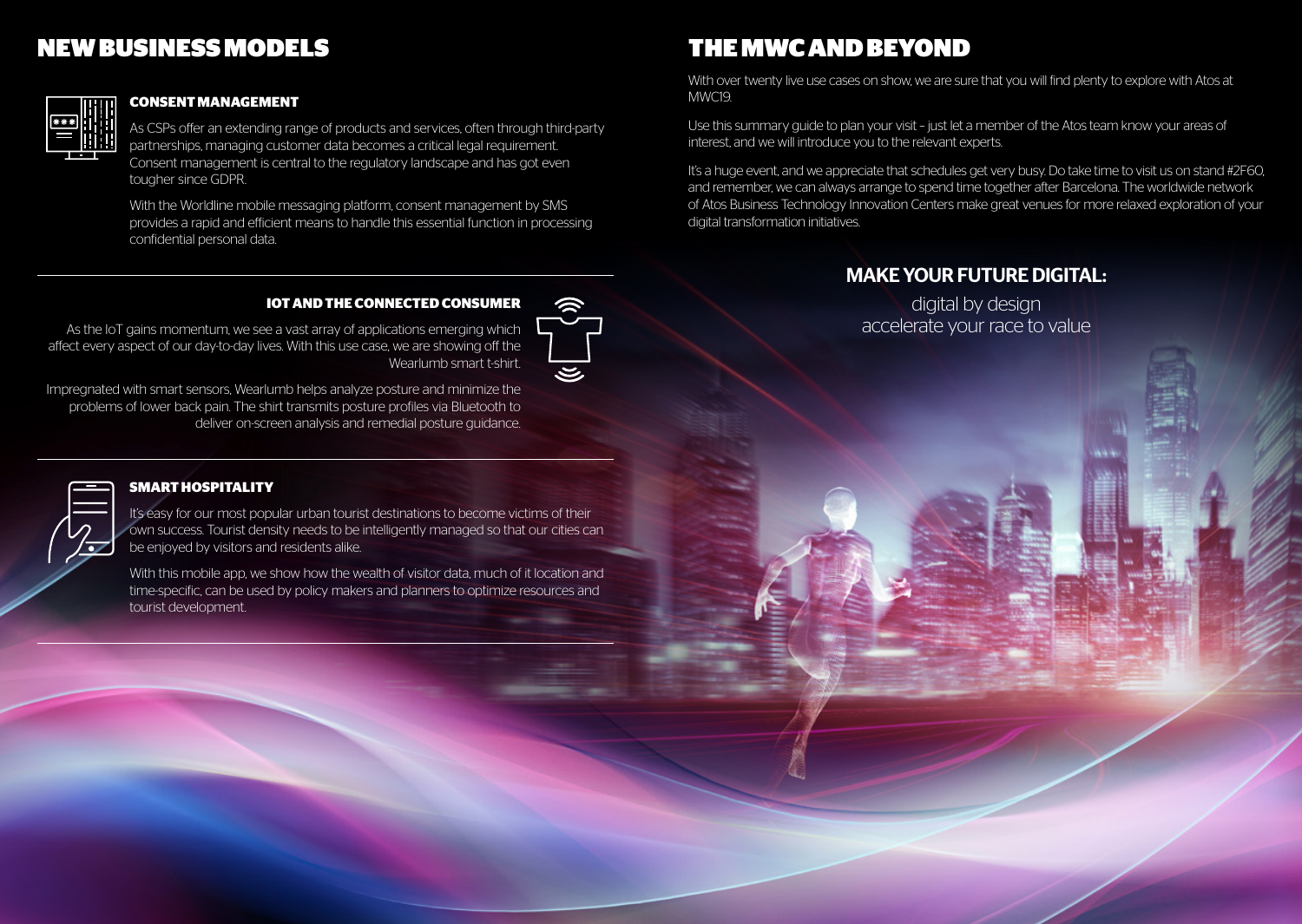# NEW BUSINESS MODELS

### CONSENT MANAGEMENT

As CSPs offer an extending range of products and services, often through third-party partnerships, managing customer data becomes a critical legal requirement. Consent management is central to the regulatory landscape and has got even tougher since GDPR.

With the Worldline mobile messaging platform, consent management by SMS provides a rapid and efficient means to handle this essential function in processing confidential personal data.

### IOT AND THE CONNECTED CONSUMER

As the IoT gains momentum, we see a vast array of applications emerging which affect every aspect of our day-to-day lives. With this use case, we are showing off the Wearlumb smart t-shirt.

Impregnated with smart sensors, Wearlumb helps analyze posture and minimize the problems of lower back pain. The shirt transmits posture profiles via Bluetooth to deliver on-screen analysis and remedial posture guidance.

### SMART HOSPITALITY

It's easy for our most popular urban tourist destinations to become victims of their own success. Tourist density needs to be intelligently managed so that our cities can be enjoyed by visitors and residents alike.

With this mobile app, we show how the wealth of visitor data, much of it location and time-specific, can be used by policy makers and planners to optimize resources and tourist development.

# THE MWC AND BEYOND

With over twenty live use cases on show, we are sure that you will find plenty to explore with Atos at MWC19.

Use this summary guide to plan your visit – just let a member of the Atos team know your areas of interest, and we will introduce you to the relevant experts.

It's a huge event, and we appreciate that schedules get very busy. Do take time to visit us on stand #2F60, and remember, we can always arrange to spend time together after Barcelona. The worldwide network of Atos Business Technology Innovation Centers make great venues for more relaxed exploration of your digital transformation initiatives.

## MAKE YOUR FUTURE DIGITAL:

digital by design
accelerate your race to value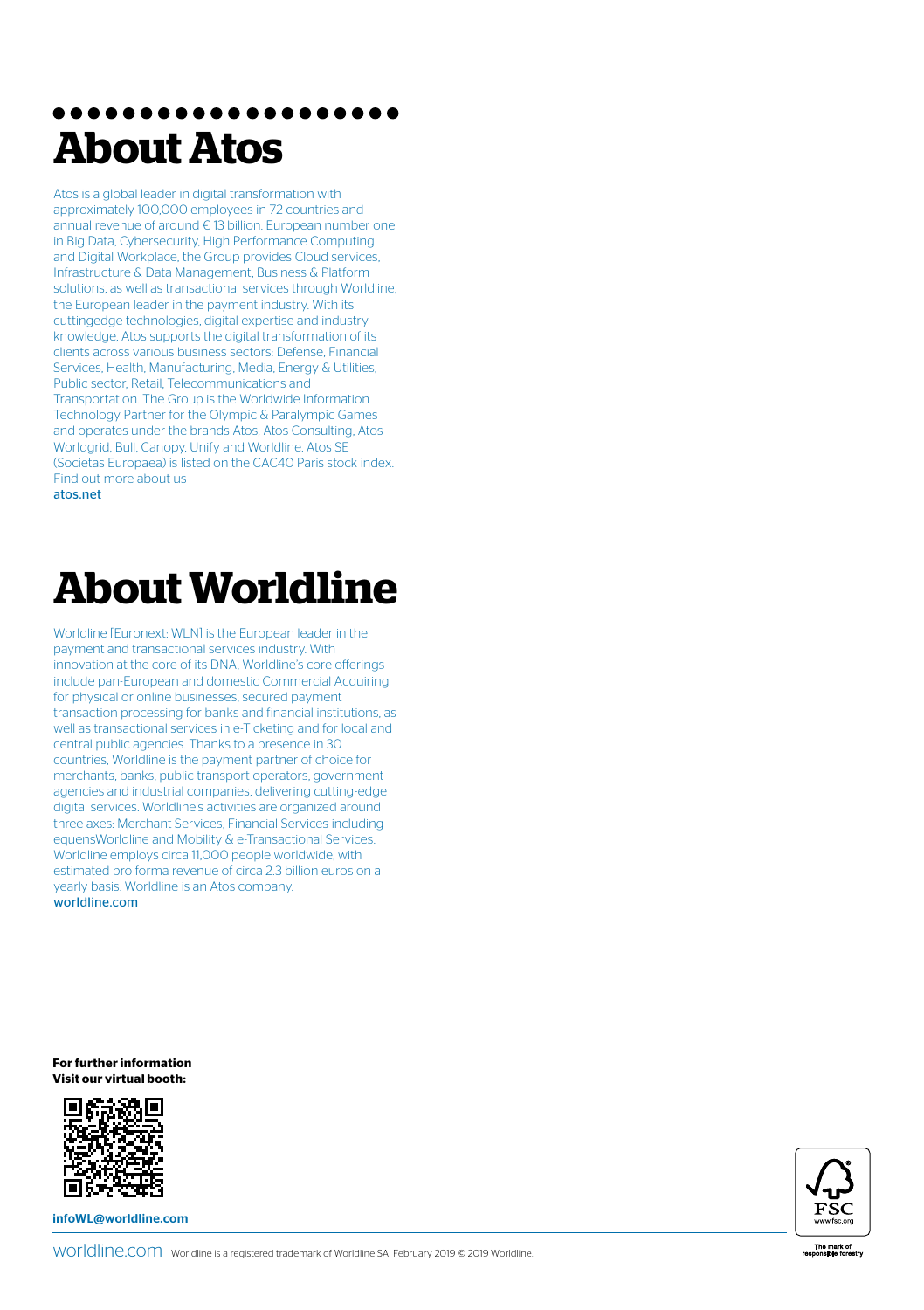# About Atos

Atos is a global leader in digital transformation with approximately 100,000 employees in 72 countries and annual revenue of around € 13 billion. European number one in Big Data, Cybersecurity, High Performance Computing and Digital Workplace, the Group provides Cloud services, Infrastructure & Data Management, Business & Platform solutions, as well as transactional services through Worldline, the European leader in the payment industry. With its cuttingedge technologies, digital expertise and industry knowledge, Atos supports the digital transformation of its clients across various business sectors: Defense, Financial Services, Health, Manufacturing, Media, Energy & Utilities, Public sector, Retail, Telecommunications and Transportation. The Group is the Worldwide Information Technology Partner for the Olympic & Paralympic Games and operates under the brands Atos, Atos Consulting, Atos Worldgrid, Bull, Canopy, Unify and Worldline. Atos SE (Societas Europaea) is listed on the CAC40 Paris stock index. Find out more about us
atos.net

# About Worldline

Worldline [Euronext: WLN] is the European leader in the payment and transactional services industry. With innovation at the core of its DNA, Worldline's core offerings include pan-European and domestic Commercial Acquiring for physical or online businesses, secured payment transaction processing for banks and financial institutions, as well as transactional services in e-Ticketing and for local and central public agencies. Thanks to a presence in 30 countries, Worldline is the payment partner of choice for merchants, banks, public transport operators, government agencies and industrial companies, delivering cutting-edge digital services. Worldline's activities are organized around three axes: Merchant Services, Financial Services including equensWorldline and Mobility & e-Transactional Services. Worldline employs circa 11,000 people worldwide, with estimated pro forma revenue of circa 2.3 billion euros on a yearly basis. Worldline is an Atos company.
worldline.com

**For further information**
**Visit our virtual booth:**

infoWL@worldline.com

worldline.com Worldline is a registered trademark of Worldline SA. February 2019 © 2019 Worldline.